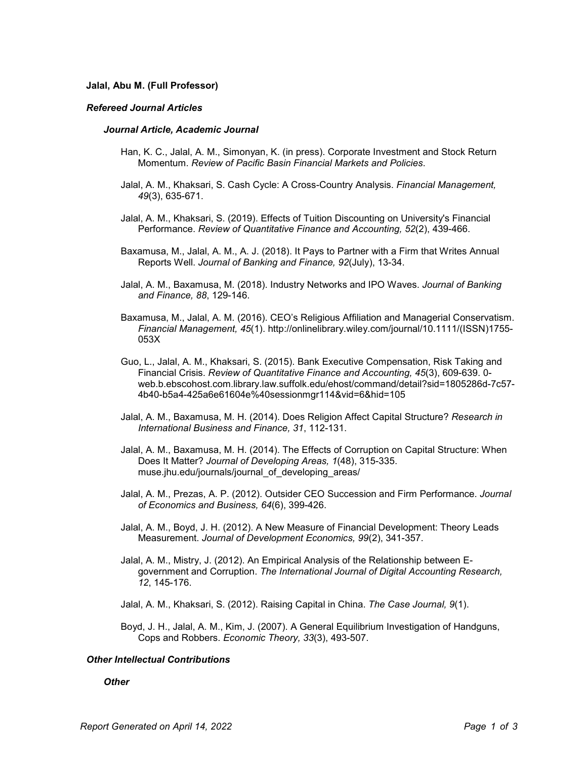**Jalal, Abu M. (Full Professor)**

***Refereed Journal Articles***

***Journal Article, Academic Journal***

Han, K. C., Jalal, A. M., Simonyan, K. (in press). Corporate Investment and Stock Return Momentum. *Review of Pacific Basin Financial Markets and Policies*.

Jalal, A. M., Khaksari, S. Cash Cycle: A Cross-Country Analysis. *Financial Management, 49*(3), 635-671.

Jalal, A. M., Khaksari, S. (2019). Effects of Tuition Discounting on University's Financial Performance. *Review of Quantitative Finance and Accounting, 52*(2), 439-466.

Baxamusa, M., Jalal, A. M., A. J. (2018). It Pays to Partner with a Firm that Writes Annual Reports Well. *Journal of Banking and Finance, 92*(July), 13-34.

Jalal, A. M., Baxamusa, M. (2018). Industry Networks and IPO Waves. *Journal of Banking and Finance, 88*, 129-146.

Baxamusa, M., Jalal, A. M. (2016). CEO's Religious Affiliation and Managerial Conservatism. *Financial Management, 45*(1). http://onlinelibrary.wiley.com/journal/10.1111/(ISSN)1755-053X

Guo, L., Jalal, A. M., Khaksari, S. (2015). Bank Executive Compensation, Risk Taking and Financial Crisis. *Review of Quantitative Finance and Accounting, 45*(3), 609-639. 0-web.b.ebscohost.com.library.law.suffolk.edu/ehost/command/detail?sid=1805286d-7c57-4b40-b5a4-425a6e61604e%40sessionmgr114&vid=6&hid=105

Jalal, A. M., Baxamusa, M. H. (2014). Does Religion Affect Capital Structure? *Research in International Business and Finance, 31*, 112-131.

Jalal, A. M., Baxamusa, M. H. (2014). The Effects of Corruption on Capital Structure: When Does It Matter? *Journal of Developing Areas, 1*(48), 315-335. muse.jhu.edu/journals/journal_of_developing_areas/

Jalal, A. M., Prezas, A. P. (2012). Outsider CEO Succession and Firm Performance. *Journal of Economics and Business, 64*(6), 399-426.

Jalal, A. M., Boyd, J. H. (2012). A New Measure of Financial Development: Theory Leads Measurement. *Journal of Development Economics, 99*(2), 341-357.

Jalal, A. M., Mistry, J. (2012). An Empirical Analysis of the Relationship between E-government and Corruption. *The International Journal of Digital Accounting Research, 12*, 145-176.

Jalal, A. M., Khaksari, S. (2012). Raising Capital in China. *The Case Journal, 9*(1).

Boyd, J. H., Jalal, A. M., Kim, J. (2007). A General Equilibrium Investigation of Handguns, Cops and Robbers. *Economic Theory, 33*(3), 493-507.

***Other Intellectual Contributions***

***Other***

*Report Generated on April 14, 2022*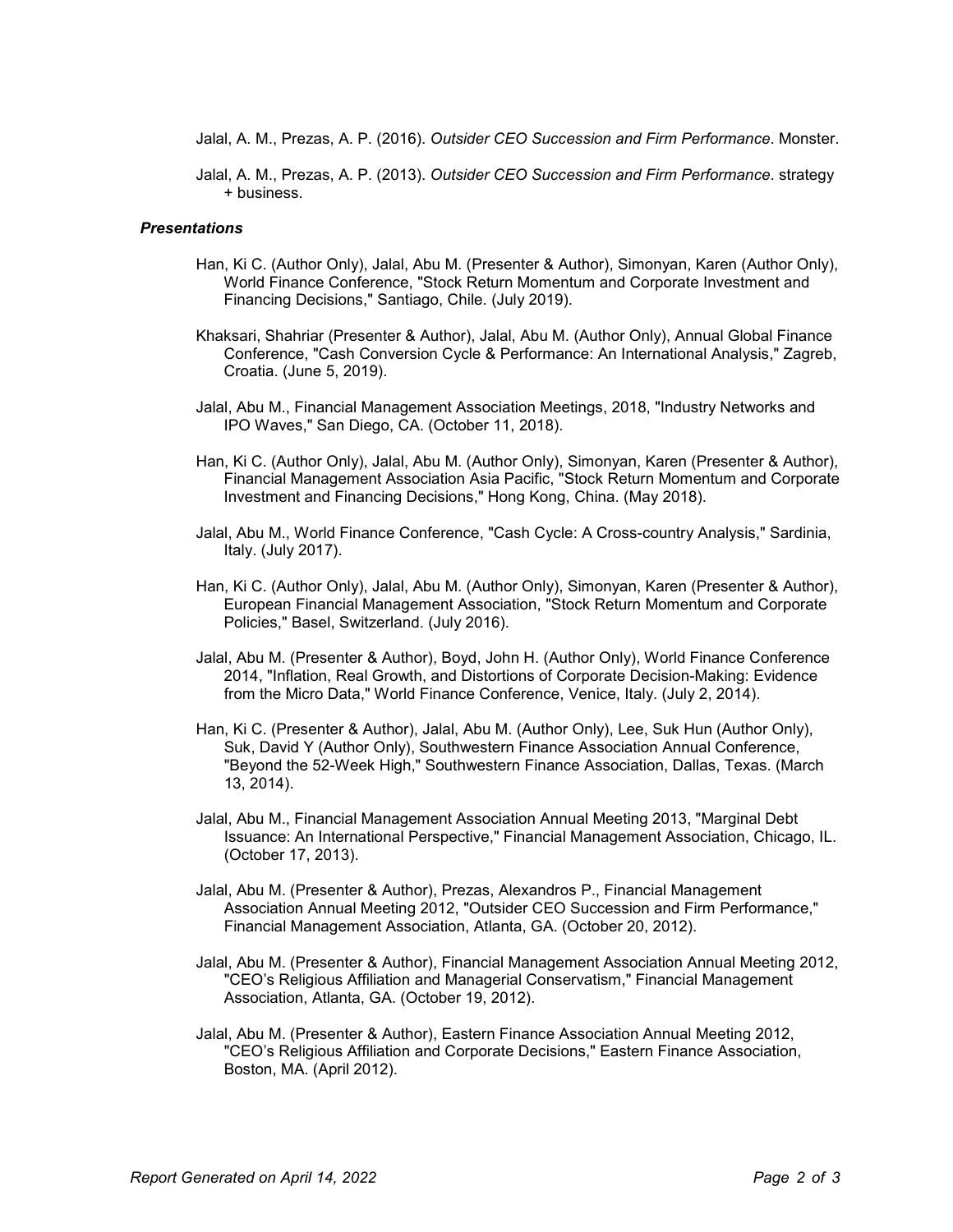Jalal, A. M., Prezas, A. P. (2016). *Outsider CEO Succession and Firm Performance*. Monster.

Jalal, A. M., Prezas, A. P. (2013). *Outsider CEO Succession and Firm Performance*. strategy + business.

### *Presentations*

Han, Ki C. (Author Only), Jalal, Abu M. (Presenter & Author), Simonyan, Karen (Author Only), World Finance Conference, "Stock Return Momentum and Corporate Investment and Financing Decisions," Santiago, Chile. (July 2019).

Khaksari, Shahriar (Presenter & Author), Jalal, Abu M. (Author Only), Annual Global Finance Conference, "Cash Conversion Cycle & Performance: An International Analysis," Zagreb, Croatia. (June 5, 2019).

Jalal, Abu M., Financial Management Association Meetings, 2018, "Industry Networks and IPO Waves," San Diego, CA. (October 11, 2018).

Han, Ki C. (Author Only), Jalal, Abu M. (Author Only), Simonyan, Karen (Presenter & Author), Financial Management Association Asia Pacific, "Stock Return Momentum and Corporate Investment and Financing Decisions," Hong Kong, China. (May 2018).

Jalal, Abu M., World Finance Conference, "Cash Cycle: A Cross-country Analysis," Sardinia, Italy. (July 2017).

Han, Ki C. (Author Only), Jalal, Abu M. (Author Only), Simonyan, Karen (Presenter & Author), European Financial Management Association, "Stock Return Momentum and Corporate Policies," Basel, Switzerland. (July 2016).

Jalal, Abu M. (Presenter & Author), Boyd, John H. (Author Only), World Finance Conference 2014, "Inflation, Real Growth, and Distortions of Corporate Decision-Making: Evidence from the Micro Data," World Finance Conference, Venice, Italy. (July 2, 2014).

Han, Ki C. (Presenter & Author), Jalal, Abu M. (Author Only), Lee, Suk Hun (Author Only), Suk, David Y (Author Only), Southwestern Finance Association Annual Conference, "Beyond the 52-Week High," Southwestern Finance Association, Dallas, Texas. (March 13, 2014).

Jalal, Abu M., Financial Management Association Annual Meeting 2013, "Marginal Debt Issuance: An International Perspective," Financial Management Association, Chicago, IL. (October 17, 2013).

Jalal, Abu M. (Presenter & Author), Prezas, Alexandros P., Financial Management Association Annual Meeting 2012, "Outsider CEO Succession and Firm Performance," Financial Management Association, Atlanta, GA. (October 20, 2012).

Jalal, Abu M. (Presenter & Author), Financial Management Association Annual Meeting 2012, "CEO's Religious Affiliation and Managerial Conservatism," Financial Management Association, Atlanta, GA. (October 19, 2012).

Jalal, Abu M. (Presenter & Author), Eastern Finance Association Annual Meeting 2012, "CEO's Religious Affiliation and Corporate Decisions," Eastern Finance Association, Boston, MA. (April 2012).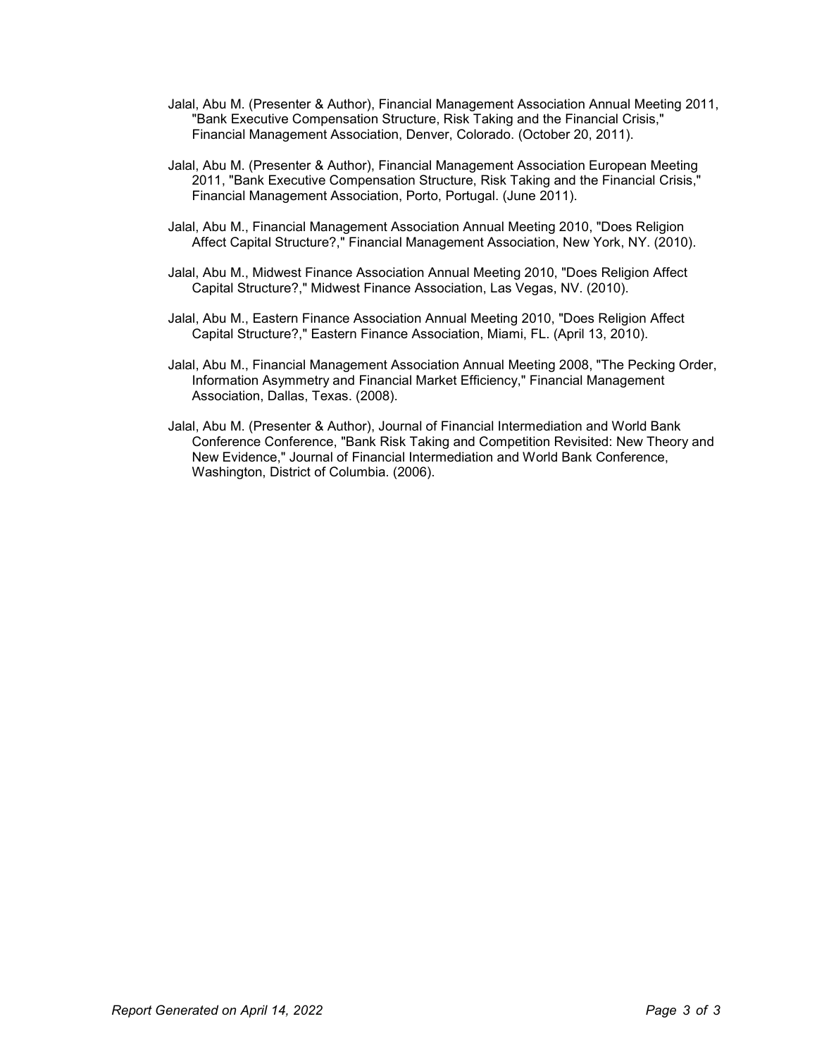Jalal, Abu M. (Presenter & Author), Financial Management Association Annual Meeting 2011, "Bank Executive Compensation Structure, Risk Taking and the Financial Crisis," Financial Management Association, Denver, Colorado. (October 20, 2011).

Jalal, Abu M. (Presenter & Author), Financial Management Association European Meeting 2011, "Bank Executive Compensation Structure, Risk Taking and the Financial Crisis," Financial Management Association, Porto, Portugal. (June 2011).

Jalal, Abu M., Financial Management Association Annual Meeting 2010, "Does Religion Affect Capital Structure?," Financial Management Association, New York, NY. (2010).

Jalal, Abu M., Midwest Finance Association Annual Meeting 2010, "Does Religion Affect Capital Structure?," Midwest Finance Association, Las Vegas, NV. (2010).

Jalal, Abu M., Eastern Finance Association Annual Meeting 2010, "Does Religion Affect Capital Structure?," Eastern Finance Association, Miami, FL. (April 13, 2010).

Jalal, Abu M., Financial Management Association Annual Meeting 2008, "The Pecking Order, Information Asymmetry and Financial Market Efficiency," Financial Management Association, Dallas, Texas. (2008).

Jalal, Abu M. (Presenter & Author), Journal of Financial Intermediation and World Bank Conference Conference, "Bank Risk Taking and Competition Revisited: New Theory and New Evidence," Journal of Financial Intermediation and World Bank Conference, Washington, District of Columbia. (2006).